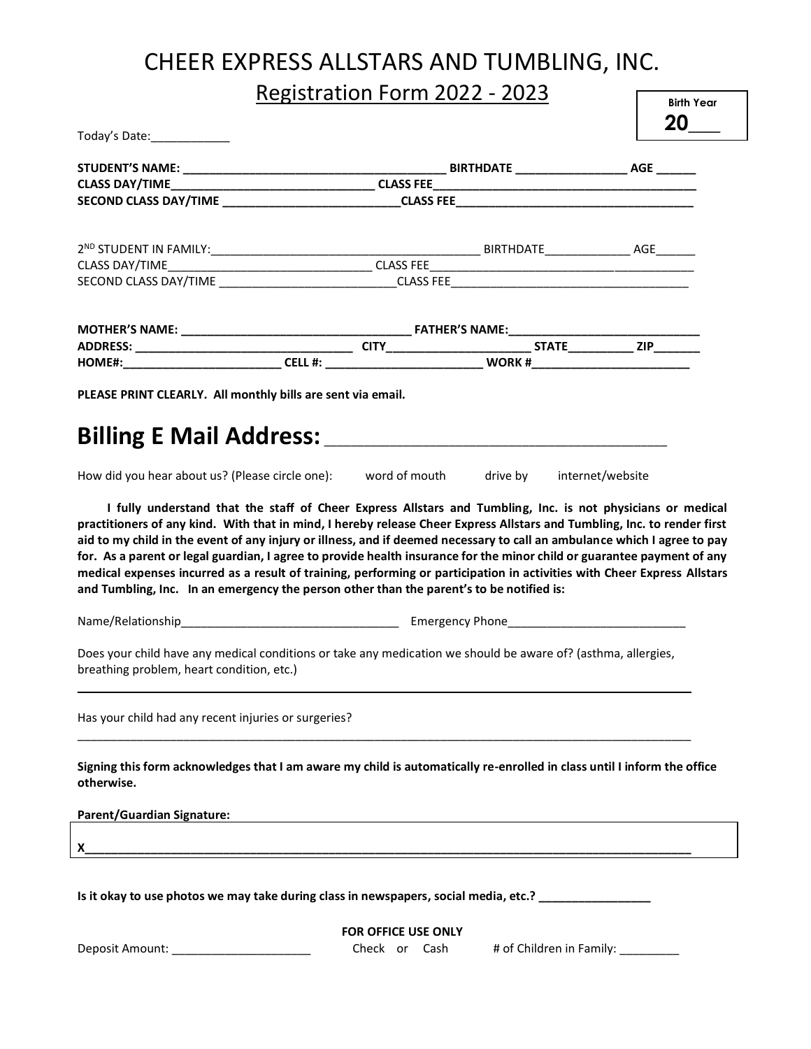# CHEER EXPRESS ALLSTARS AND TUMBLING, INC.

## Registration Form 2022 - 2023

| Birth Year |
| --- |
| **20___** |

Today's Date:____________

**STUDENT'S NAME: _______________________________________ BIRTHDATE ________________ AGE ______**
**CLASS DAY/TIME______________________________ CLASS FEE_______________________________________**
**SECOND CLASS DAY/TIME ___________________________CLASS FEE____________________________________**

2ND STUDENT IN FAMILY:_________________________________________ BIRTHDATE_____________ AGE______
CLASS DAY/TIME______________________________ CLASS FEE_______________________________________
SECOND CLASS DAY/TIME ___________________________CLASS FEE____________________________________

**MOTHER'S NAME: __________________________________ FATHER'S NAME:_____________________________**
**ADDRESS: _________________________________ CITY______________________ STATE__________ ZIP_______**
**HOME#:_______________________ CELL #: _______________________ WORK #_______________________**

**PLEASE PRINT CLEARLY. All monthly bills are sent via email.**

# Billing E Mail Address: ________________________________________

How did you hear about us? (Please circle one): word of mouth drive by internet/website

**I fully understand that the staff of Cheer Express Allstars and Tumbling, Inc. is not physicians or medical practitioners of any kind. With that in mind, I hereby release Cheer Express Allstars and Tumbling, Inc. to render first aid to my child in the event of any injury or illness, and if deemed necessary to call an ambulance which I agree to pay for. As a parent or legal guardian, I agree to provide health insurance for the minor child or guarantee payment of any medical expenses incurred as a result of training, performing or participation in activities with Cheer Express Allstars and Tumbling, Inc. In an emergency the person other than the parent's to be notified is:**

Name/Relationship_________________________________ Emergency Phone___________________________

Does your child have any medical conditions or take any medication we should be aware of? (asthma, allergies, breathing problem, heart condition, etc.)

_____________________________________________________________________________________________

Has your child had any recent injuries or surgeries?

_____________________________________________________________________________________________

**Signing this form acknowledges that I am aware my child is automatically re-enrolled in class until I inform the office otherwise.**

**Parent/Guardian Signature:**

**X_____________________________________________________________________________________________**

**Is it okay to use photos we may take during class in newspapers, social media, etc.? ________________**

**FOR OFFICE USE ONLY**

Deposit Amount: _____________________ Check or Cash # of Children in Family: _________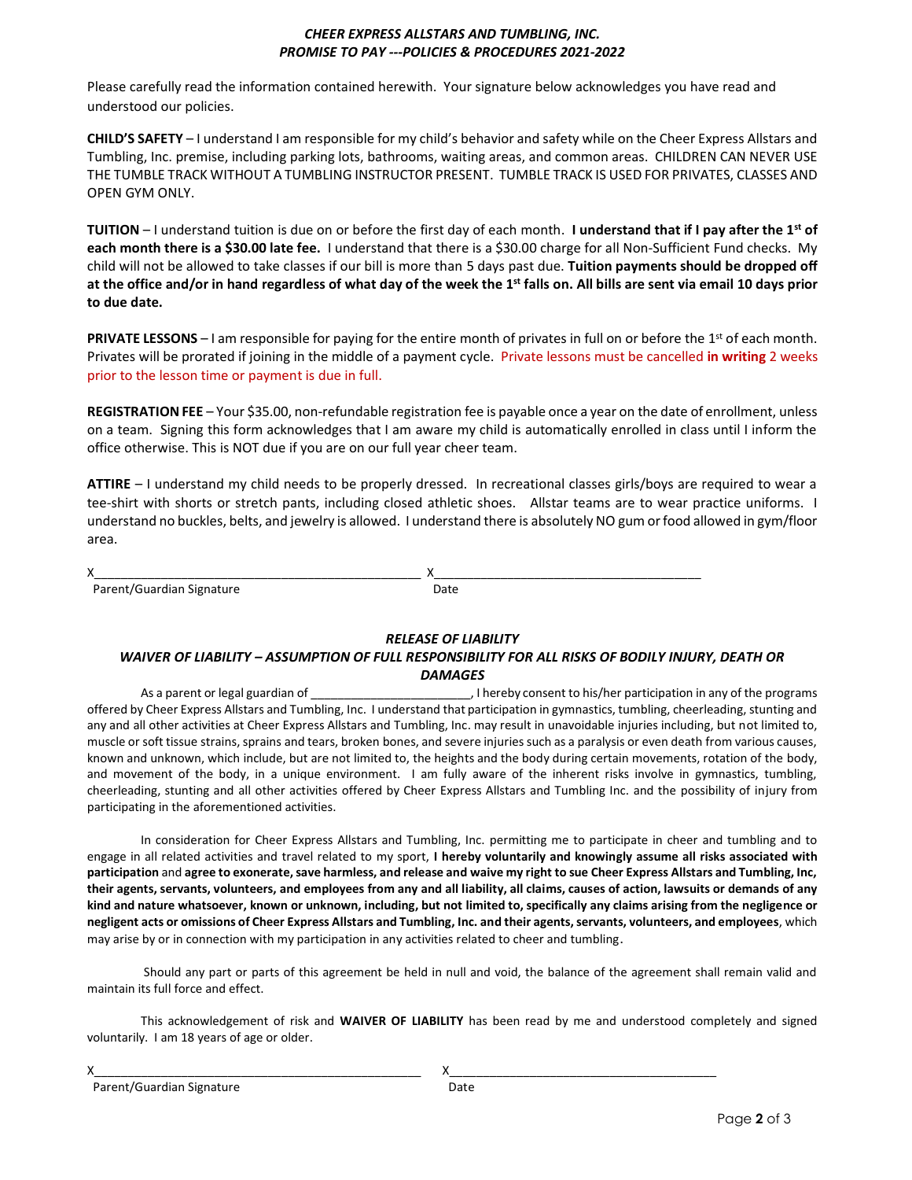***CHEER EXPRESS ALLSTARS AND TUMBLING, INC.***
***PROMISE TO PAY ---POLICIES & PROCEDURES 2021-2022***

Please carefully read the information contained herewith. Your signature below acknowledges you have read and understood our policies.

**CHILD'S SAFETY** – I understand I am responsible for my child's behavior and safety while on the Cheer Express Allstars and Tumbling, Inc. premise, including parking lots, bathrooms, waiting areas, and common areas. CHILDREN CAN NEVER USE THE TUMBLE TRACK WITHOUT A TUMBLING INSTRUCTOR PRESENT. TUMBLE TRACK IS USED FOR PRIVATES, CLASSES AND OPEN GYM ONLY.

**TUITION** – I understand tuition is due on or before the first day of each month. **I understand that if I pay after the 1st of each month there is a $30.00 late fee.** I understand that there is a $30.00 charge for all Non-Sufficient Fund checks. My child will not be allowed to take classes if our bill is more than 5 days past due. **Tuition payments should be dropped off at the office and/or in hand regardless of what day of the week the 1st falls on. All bills are sent via email 10 days prior to due date.**

**PRIVATE LESSONS** – I am responsible for paying for the entire month of privates in full on or before the 1st of each month. Privates will be prorated if joining in the middle of a payment cycle. Private lessons must be cancelled **in writing** 2 weeks prior to the lesson time or payment is due in full.

**REGISTRATION FEE** – Your $35.00, non-refundable registration fee is payable once a year on the date of enrollment, unless on a team. Signing this form acknowledges that I am aware my child is automatically enrolled in class until I inform the office otherwise. This is NOT due if you are on our full year cheer team.

**ATTIRE** – I understand my child needs to be properly dressed. In recreational classes girls/boys are required to wear a tee-shirt with shorts or stretch pants, including closed athletic shoes. Allstar teams are to wear practice uniforms. I understand no buckles, belts, and jewelry is allowed. I understand there is absolutely NO gum or food allowed in gym/floor area.

X_______________________________________________ X_____________________________________
Parent/Guardian Signature Date

***RELEASE OF LIABILITY***
***WAIVER OF LIABILITY – ASSUMPTION OF FULL RESPONSIBILITY FOR ALL RISKS OF BODILY INJURY, DEATH OR DAMAGES***

As a parent or legal guardian of _______________________, I hereby consent to his/her participation in any of the programs offered by Cheer Express Allstars and Tumbling, Inc. I understand that participation in gymnastics, tumbling, cheerleading, stunting and any and all other activities at Cheer Express Allstars and Tumbling, Inc. may result in unavoidable injuries including, but not limited to, muscle or soft tissue strains, sprains and tears, broken bones, and severe injuries such as a paralysis or even death from various causes, known and unknown, which include, but are not limited to, the heights and the body during certain movements, rotation of the body, and movement of the body, in a unique environment. I am fully aware of the inherent risks involve in gymnastics, tumbling, cheerleading, stunting and all other activities offered by Cheer Express Allstars and Tumbling Inc. and the possibility of injury from participating in the aforementioned activities.

In consideration for Cheer Express Allstars and Tumbling, Inc. permitting me to participate in cheer and tumbling and to engage in all related activities and travel related to my sport, **I hereby voluntarily and knowingly assume all risks associated with participation** and **agree to exonerate, save harmless, and release and waive my right to sue Cheer Express Allstars and Tumbling, Inc, their agents, servants, volunteers, and employees from any and all liability, all claims, causes of action, lawsuits or demands of any kind and nature whatsoever, known or unknown, including, but not limited to, specifically any claims arising from the negligence or negligent acts or omissions of Cheer Express Allstars and Tumbling, Inc. and their agents, servants, volunteers, and employees**, which may arise by or in connection with my participation in any activities related to cheer and tumbling.

Should any part or parts of this agreement be held in null and void, the balance of the agreement shall remain valid and maintain its full force and effect.

This acknowledgement of risk and **WAIVER OF LIABILITY** has been read by me and understood completely and signed voluntarily. I am 18 years of age or older.

X_______________________________________________ X_____________________________________
Parent/Guardian Signature Date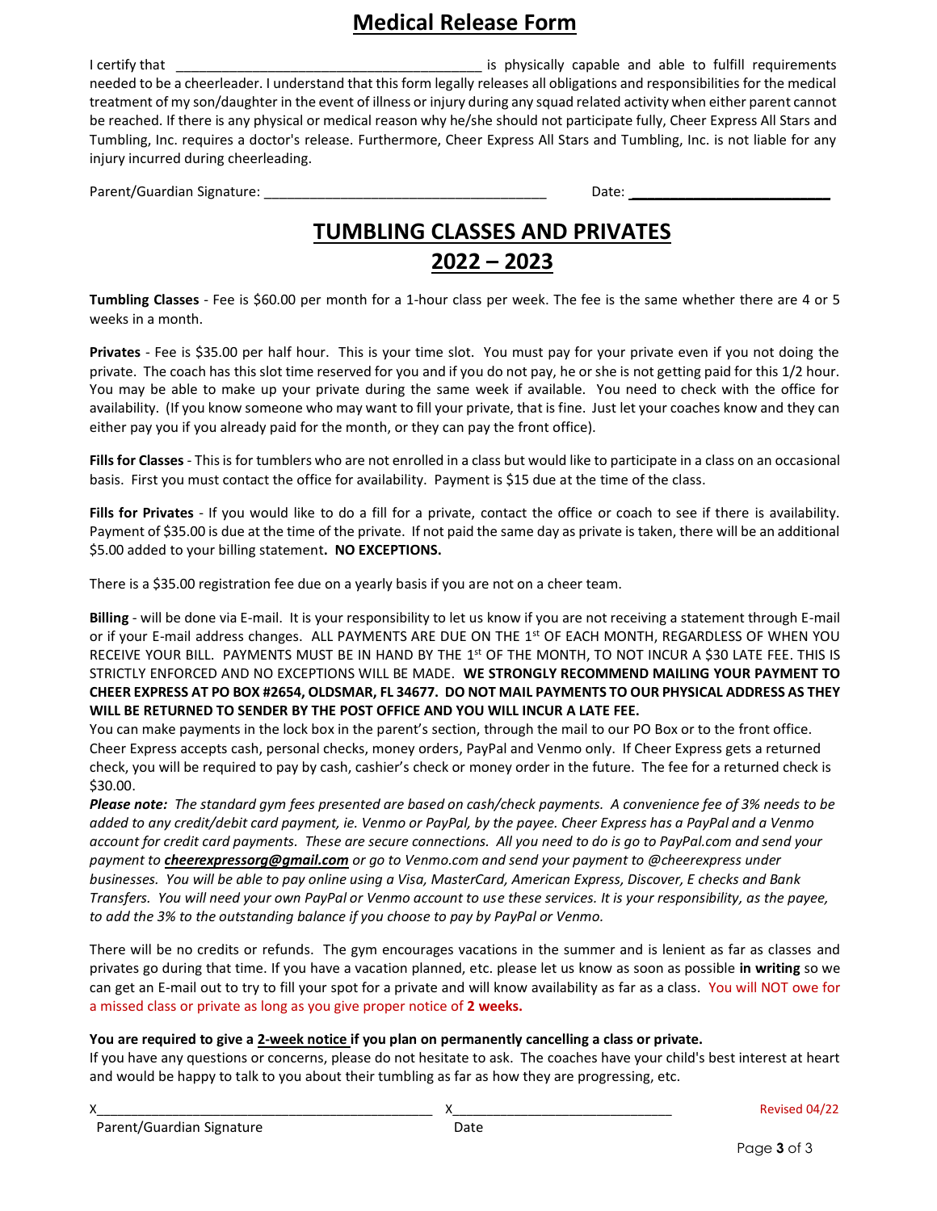# Medical Release Form

I certify that ________________________________________ is physically capable and able to fulfill requirements needed to be a cheerleader. I understand that this form legally releases all obligations and responsibilities for the medical treatment of my son/daughter in the event of illness or injury during any squad related activity when either parent cannot be reached. If there is any physical or medical reason why he/she should not participate fully, Cheer Express All Stars and Tumbling, Inc. requires a doctor's release. Furthermore, Cheer Express All Stars and Tumbling, Inc. is not liable for any injury incurred during cheerleading.

Parent/Guardian Signature: ____________________________________ Date: ________________________

# TUMBLING CLASSES AND PRIVATES 2022 – 2023

**Tumbling Classes** - Fee is $60.00 per month for a 1-hour class per week. The fee is the same whether there are 4 or 5 weeks in a month.

**Privates** - Fee is $35.00 per half hour. This is your time slot. You must pay for your private even if you not doing the private. The coach has this slot time reserved for you and if you do not pay, he or she is not getting paid for this 1/2 hour. You may be able to make up your private during the same week if available. You need to check with the office for availability. (If you know someone who may want to fill your private, that is fine. Just let your coaches know and they can either pay you if you already paid for the month, or they can pay the front office).

**Fills for Classes** - This is for tumblers who are not enrolled in a class but would like to participate in a class on an occasional basis. First you must contact the office for availability. Payment is $15 due at the time of the class.

**Fills for Privates** - If you would like to do a fill for a private, contact the office or coach to see if there is availability. Payment of $35.00 is due at the time of the private. If not paid the same day as private is taken, there will be an additional $5.00 added to your billing statement**. NO EXCEPTIONS.**

There is a $35.00 registration fee due on a yearly basis if you are not on a cheer team.

**Billing** - will be done via E-mail. It is your responsibility to let us know if you are not receiving a statement through E-mail or if your E-mail address changes. ALL PAYMENTS ARE DUE ON THE 1st OF EACH MONTH, REGARDLESS OF WHEN YOU RECEIVE YOUR BILL. PAYMENTS MUST BE IN HAND BY THE 1st OF THE MONTH, TO NOT INCUR A $30 LATE FEE. THIS IS STRICTLY ENFORCED AND NO EXCEPTIONS WILL BE MADE. **WE STRONGLY RECOMMEND MAILING YOUR PAYMENT TO CHEER EXPRESS AT PO BOX #2654, OLDSMAR, FL 34677. DO NOT MAIL PAYMENTS TO OUR PHYSICAL ADDRESS AS THEY WILL BE RETURNED TO SENDER BY THE POST OFFICE AND YOU WILL INCUR A LATE FEE.**

You can make payments in the lock box in the parent's section, through the mail to our PO Box or to the front office. Cheer Express accepts cash, personal checks, money orders, PayPal and Venmo only. If Cheer Express gets a returned check, you will be required to pay by cash, cashier's check or money order in the future. The fee for a returned check is $30.00.

***Please note:*** *The standard gym fees presented are based on cash/check payments. A convenience fee of 3% needs to be added to any credit/debit card payment, ie. Venmo or PayPal, by the payee. Cheer Express has a PayPal and a Venmo account for credit card payments. These are secure connections. All you need to do is go to PayPal.com and send your payment to* ***cheerexpressorg@gmail.com*** *or go to Venmo.com and send your payment to @cheerexpress under businesses. You will be able to pay online using a Visa, MasterCard, American Express, Discover, E checks and Bank Transfers. You will need your own PayPal or Venmo account to use these services. It is your responsibility, as the payee, to add the 3% to the outstanding balance if you choose to pay by PayPal or Venmo.*

There will be no credits or refunds. The gym encourages vacations in the summer and is lenient as far as classes and privates go during that time. If you have a vacation planned, etc. please let us know as soon as possible **in writing** so we can get an E-mail out to try to fill your spot for a private and will know availability as far as a class. You will NOT owe for a missed class or private as long as you give proper notice of **2 weeks.**

**You are required to give a 2-week notice if you plan on permanently cancelling a class or private.**

If you have any questions or concerns, please do not hesitate to ask. The coaches have your child's best interest at heart and would be happy to talk to you about their tumbling as far as how they are progressing, etc.

X______________________________________________ X_____________________________ Revised 04/22

Parent/Guardian Signature Date